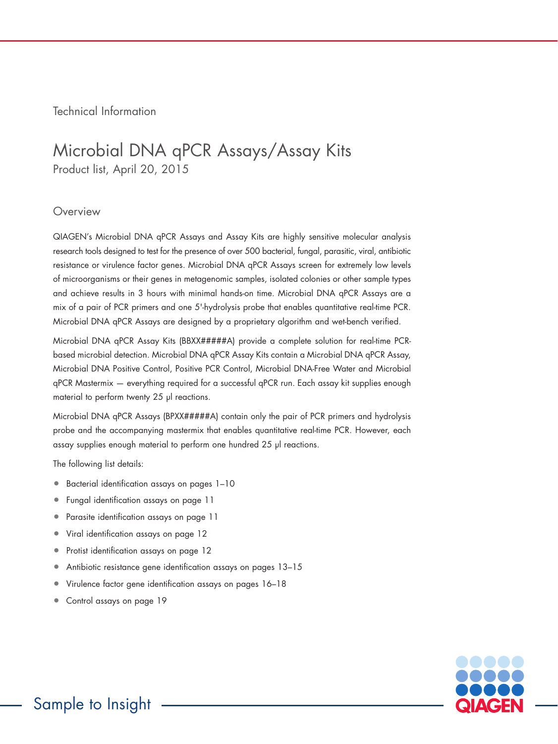Technical Information

# Microbial DNA qPCR Assays/Assay Kits

Product list, April 20, 2015

## Overview

QIAGEN's Microbial DNA qPCR Assays and Assay Kits are highly sensitive molecular analysis research tools designed to test for the presence of over 500 bacterial, fungal, parasitic, viral, antibiotic resistance or virulence factor genes. Microbial DNA qPCR Assays screen for extremely low levels of microorganisms or their genes in metagenomic samples, isolated colonies or other sample types and achieve results in 3 hours with minimal hands-on time. Microbial DNA qPCR Assays are a mix of a pair of PCR primers and one 5'-hydrolysis probe that enables quantitative real-time PCR. Microbial DNA qPCR Assays are designed by a proprietary algorithm and wet-bench verified.

Microbial DNA qPCR Assay Kits (BBXX#####A) provide a complete solution for real-time PCR-based microbial detection. Microbial DNA qPCR Assay Kits contain a Microbial DNA qPCR Assay, Microbial DNA Positive Control, Positive PCR Control, Microbial DNA-Free Water and Microbial qPCR Mastermix — everything required for a successful qPCR run. Each assay kit supplies enough material to perform twenty 25 µl reactions.

Microbial DNA qPCR Assays (BPXX#####A) contain only the pair of PCR primers and hydrolysis probe and the accompanying mastermix that enables quantitative real-time PCR. However, each assay supplies enough material to perform one hundred 25 µl reactions.

The following list details:

- Bacterial identification assays on pages 1–10
- Fungal identification assays on page 11
- Parasite identification assays on page 11
- Viral identification assays on page 12
- Protist identification assays on page 12
- Antibiotic resistance gene identification assays on pages 13–15
- Virulence factor gene identification assays on pages 16–18
- Control assays on page 19

Sample to Insight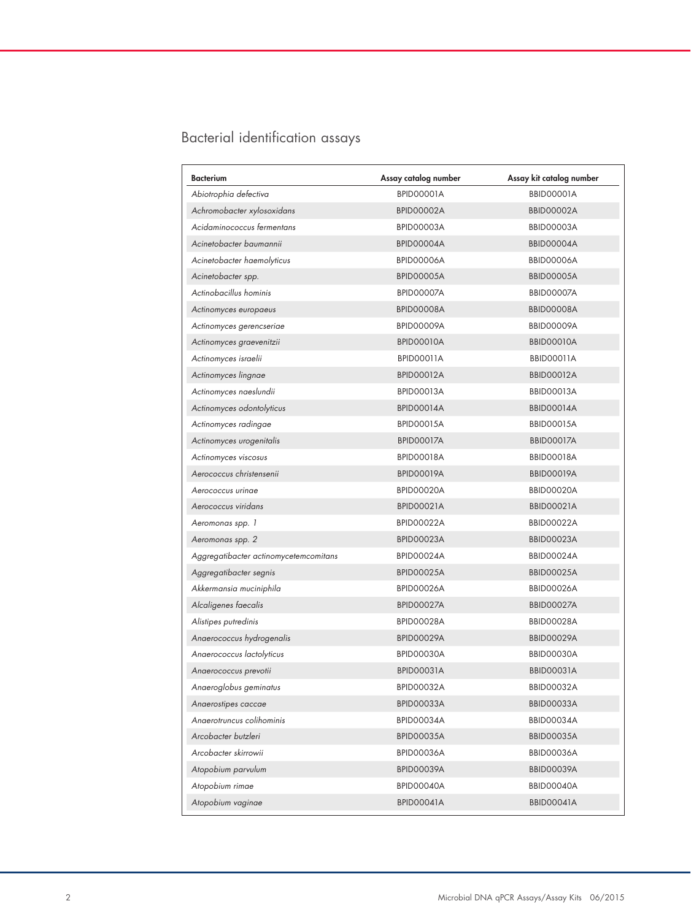## Bacterial identification assays

| Bacterium | Assay catalog number | Assay kit catalog number |
|---|---|---|
| *Abiotrophia defectiva* | BPID00001A | BBID00001A |
| *Achromobacter xylosoxidans* | BPID00002A | BBID00002A |
| *Acidaminococcus fermentans* | BPID00003A | BBID00003A |
| *Acinetobacter baumannii* | BPID00004A | BBID00004A |
| *Acinetobacter haemolyticus* | BPID00006A | BBID00006A |
| *Acinetobacter spp.* | BPID00005A | BBID00005A |
| *Actinobacillus hominis* | BPID00007A | BBID00007A |
| *Actinomyces europaeus* | BPID00008A | BBID00008A |
| *Actinomyces gerencseriae* | BPID00009A | BBID00009A |
| *Actinomyces graevenitzii* | BPID00010A | BBID00010A |
| *Actinomyces israelii* | BPID00011A | BBID00011A |
| *Actinomyces lingnae* | BPID00012A | BBID00012A |
| *Actinomyces naeslundii* | BPID00013A | BBID00013A |
| *Actinomyces odontolyticus* | BPID00014A | BBID00014A |
| *Actinomyces radingae* | BPID00015A | BBID00015A |
| *Actinomyces urogenitalis* | BPID00017A | BBID00017A |
| *Actinomyces viscosus* | BPID00018A | BBID00018A |
| *Aerococcus christensenii* | BPID00019A | BBID00019A |
| *Aerococcus urinae* | BPID00020A | BBID00020A |
| *Aerococcus viridans* | BPID00021A | BBID00021A |
| *Aeromonas spp. 1* | BPID00022A | BBID00022A |
| *Aeromonas spp. 2* | BPID00023A | BBID00023A |
| *Aggregatibacter actinomycetemcomitans* | BPID00024A | BBID00024A |
| *Aggregatibacter segnis* | BPID00025A | BBID00025A |
| *Akkermansia muciniphila* | BPID00026A | BBID00026A |
| *Alcaligenes faecalis* | BPID00027A | BBID00027A |
| *Alistipes putredinis* | BPID00028A | BBID00028A |
| *Anaerococcus hydrogenalis* | BPID00029A | BBID00029A |
| *Anaerococcus lactolyticus* | BPID00030A | BBID00030A |
| *Anaerococcus prevotii* | BPID00031A | BBID00031A |
| *Anaeroglobus geminatus* | BPID00032A | BBID00032A |
| *Anaerostipes caccae* | BPID00033A | BBID00033A |
| *Anaerotruncus colihominis* | BPID00034A | BBID00034A |
| *Arcobacter butzleri* | BPID00035A | BBID00035A |
| *Arcobacter skirrowii* | BPID00036A | BBID00036A |
| *Atopobium parvulum* | BPID00039A | BBID00039A |
| *Atopobium rimae* | BPID00040A | BBID00040A |
| *Atopobium vaginae* | BPID00041A | BBID00041A |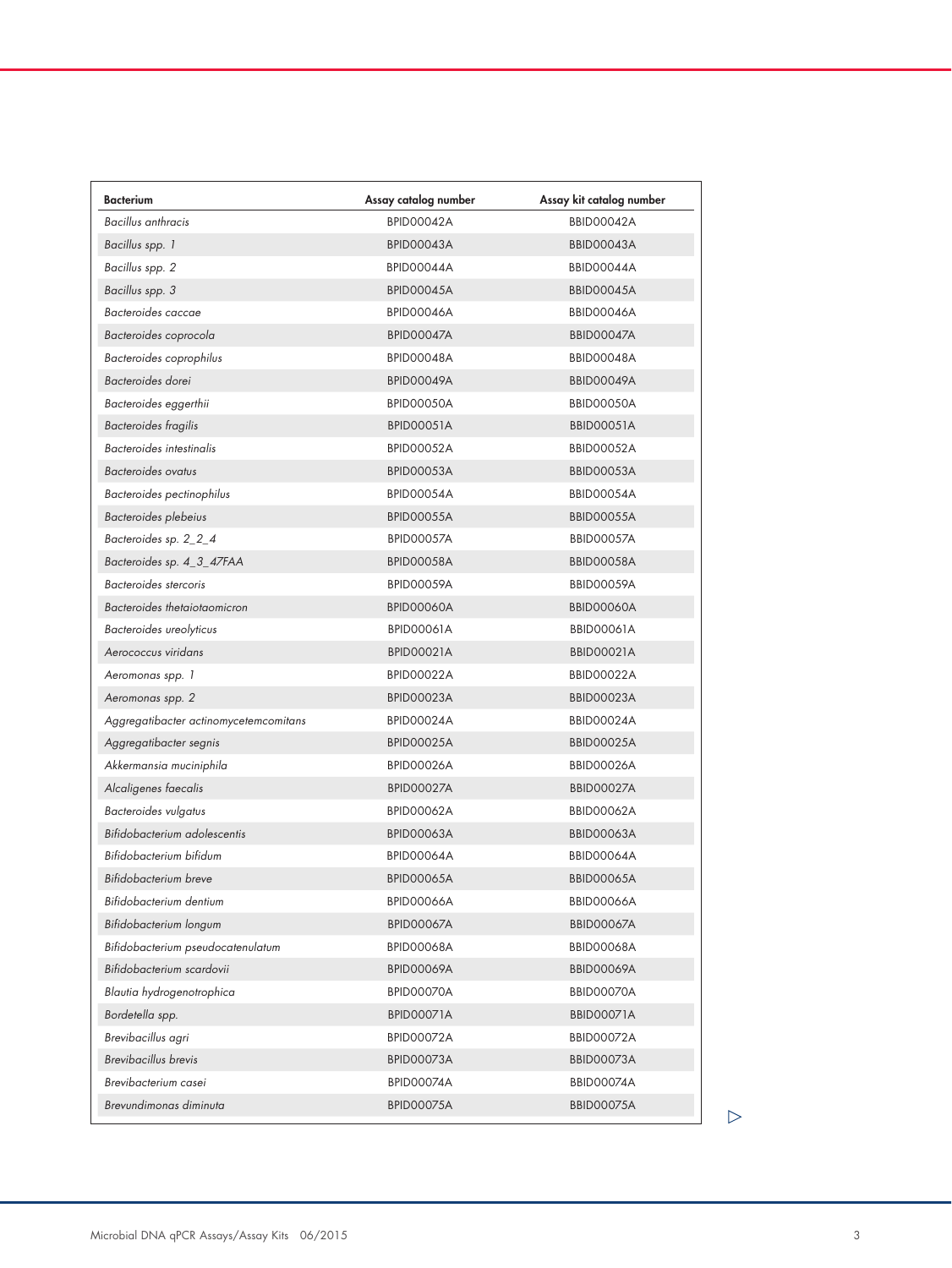| Bacterium | Assay catalog number | Assay kit catalog number |
|---|---|---|
| *Bacillus anthracis* | BPID00042A | BBID00042A |
| *Bacillus spp. 1* | BPID00043A | BBID00043A |
| *Bacillus spp. 2* | BPID00044A | BBID00044A |
| *Bacillus spp. 3* | BPID00045A | BBID00045A |
| *Bacteroides caccae* | BPID00046A | BBID00046A |
| *Bacteroides coprocola* | BPID00047A | BBID00047A |
| *Bacteroides coprophilus* | BPID00048A | BBID00048A |
| *Bacteroides dorei* | BPID00049A | BBID00049A |
| *Bacteroides eggerthii* | BPID00050A | BBID00050A |
| *Bacteroides fragilis* | BPID00051A | BBID00051A |
| *Bacteroides intestinalis* | BPID00052A | BBID00052A |
| *Bacteroides ovatus* | BPID00053A | BBID00053A |
| *Bacteroides pectinophilus* | BPID00054A | BBID00054A |
| *Bacteroides plebeius* | BPID00055A | BBID00055A |
| *Bacteroides sp. 2_2_4* | BPID00057A | BBID00057A |
| *Bacteroides sp. 4_3_47FAA* | BPID00058A | BBID00058A |
| *Bacteroides stercoris* | BPID00059A | BBID00059A |
| *Bacteroides thetaiotaomicron* | BPID00060A | BBID00060A |
| *Bacteroides ureolyticus* | BPID00061A | BBID00061A |
| *Aerococcus viridans* | BPID00021A | BBID00021A |
| *Aeromonas spp. 1* | BPID00022A | BBID00022A |
| *Aeromonas spp. 2* | BPID00023A | BBID00023A |
| *Aggregatibacter actinomycetemcomitans* | BPID00024A | BBID00024A |
| *Aggregatibacter segnis* | BPID00025A | BBID00025A |
| *Akkermansia muciniphila* | BPID00026A | BBID00026A |
| *Alcaligenes faecalis* | BPID00027A | BBID00027A |
| *Bacteroides vulgatus* | BPID00062A | BBID00062A |
| *Bifidobacterium adolescentis* | BPID00063A | BBID00063A |
| *Bifidobacterium bifidum* | BPID00064A | BBID00064A |
| *Bifidobacterium breve* | BPID00065A | BBID00065A |
| *Bifidobacterium dentium* | BPID00066A | BBID00066A |
| *Bifidobacterium longum* | BPID00067A | BBID00067A |
| *Bifidobacterium pseudocatenulatum* | BPID00068A | BBID00068A |
| *Bifidobacterium scardovii* | BPID00069A | BBID00069A |
| *Blautia hydrogenotrophica* | BPID00070A | BBID00070A |
| *Bordetella spp.* | BPID00071A | BBID00071A |
| *Brevibacillus agri* | BPID00072A | BBID00072A |
| *Brevibacillus brevis* | BPID00073A | BBID00073A |
| *Brevibacterium casei* | BPID00074A | BBID00074A |
| *Brevundimonas diminuta* | BPID00075A | BBID00075A |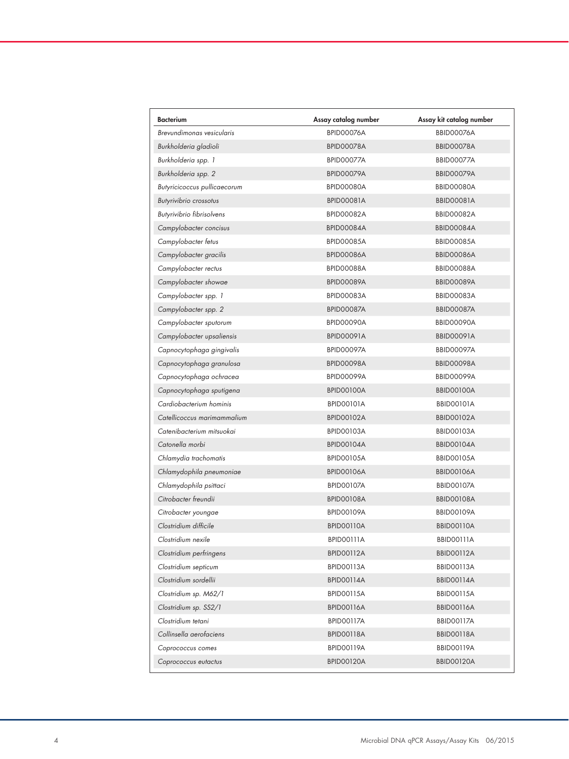| Bacterium | Assay catalog number | Assay kit catalog number |
|---|---|---|
| *Brevundimonas vesicularis* | BPID00076A | BBID00076A |
| *Burkholderia gladioli* | BPID00078A | BBID00078A |
| *Burkholderia spp. 1* | BPID00077A | BBID00077A |
| *Burkholderia spp. 2* | BPID00079A | BBID00079A |
| *Butyricicoccus pullicaecorum* | BPID00080A | BBID00080A |
| *Butyrivibrio crossotus* | BPID00081A | BBID00081A |
| *Butyrivibrio fibrisolvens* | BPID00082A | BBID00082A |
| *Campylobacter concisus* | BPID00084A | BBID00084A |
| *Campylobacter fetus* | BPID00085A | BBID00085A |
| *Campylobacter gracilis* | BPID00086A | BBID00086A |
| *Campylobacter rectus* | BPID00088A | BBID00088A |
| *Campylobacter showae* | BPID00089A | BBID00089A |
| *Campylobacter spp. 1* | BPID00083A | BBID00083A |
| *Campylobacter spp. 2* | BPID00087A | BBID00087A |
| *Campylobacter sputorum* | BPID00090A | BBID00090A |
| *Campylobacter upsaliensis* | BPID00091A | BBID00091A |
| *Capnocytophaga gingivalis* | BPID00097A | BBID00097A |
| *Capnocytophaga granulosa* | BPID00098A | BBID00098A |
| *Capnocytophaga ochracea* | BPID00099A | BBID00099A |
| *Capnocytophaga sputigena* | BPID00100A | BBID00100A |
| *Cardiobacterium hominis* | BPID00101A | BBID00101A |
| *Catellicoccus marimammalium* | BPID00102A | BBID00102A |
| *Catenibacterium mitsuokai* | BPID00103A | BBID00103A |
| *Catonella morbi* | BPID00104A | BBID00104A |
| *Chlamydia trachomatis* | BPID00105A | BBID00105A |
| *Chlamydophila pneumoniae* | BPID00106A | BBID00106A |
| *Chlamydophila psittaci* | BPID00107A | BBID00107A |
| *Citrobacter freundii* | BPID00108A | BBID00108A |
| *Citrobacter youngae* | BPID00109A | BBID00109A |
| *Clostridium difficile* | BPID00110A | BBID00110A |
| *Clostridium nexile* | BPID00111A | BBID00111A |
| *Clostridium perfringens* | BPID00112A | BBID00112A |
| *Clostridium septicum* | BPID00113A | BBID00113A |
| *Clostridium sordellii* | BPID00114A | BBID00114A |
| *Clostridium sp. M62/1* | BPID00115A | BBID00115A |
| *Clostridium sp. SS2/1* | BPID00116A | BBID00116A |
| *Clostridium tetani* | BPID00117A | BBID00117A |
| *Collinsella aerofaciens* | BPID00118A | BBID00118A |
| *Coprococcus comes* | BPID00119A | BBID00119A |
| *Coprococcus eutactus* | BPID00120A | BBID00120A |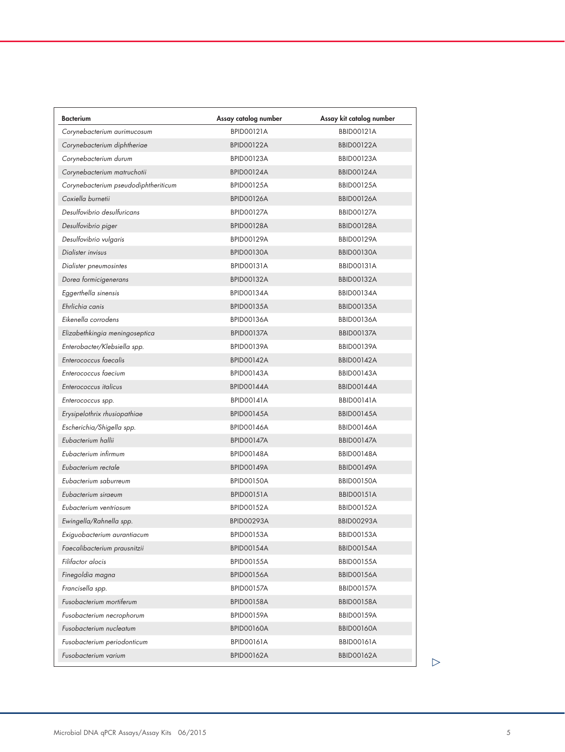| Bacterium | Assay catalog number | Assay kit catalog number |
|---|---|---|
| *Corynebacterium aurimucosum* | BPID00121A | BBID00121A |
| *Corynebacterium diphtheriae* | BPID00122A | BBID00122A |
| *Corynebacterium durum* | BPID00123A | BBID00123A |
| *Corynebacterium matruchotii* | BPID00124A | BBID00124A |
| *Corynebacterium pseudodiphtheriticum* | BPID00125A | BBID00125A |
| *Coxiella burnetii* | BPID00126A | BBID00126A |
| *Desulfovibrio desulfuricans* | BPID00127A | BBID00127A |
| *Desulfovibrio piger* | BPID00128A | BBID00128A |
| *Desulfovibrio vulgaris* | BPID00129A | BBID00129A |
| *Dialister invisus* | BPID00130A | BBID00130A |
| *Dialister pneumosintes* | BPID00131A | BBID00131A |
| *Dorea formicigenerans* | BPID00132A | BBID00132A |
| *Eggerthella sinensis* | BPID00134A | BBID00134A |
| *Ehrlichia canis* | BPID00135A | BBID00135A |
| *Eikenella corrodens* | BPID00136A | BBID00136A |
| *Elizabethkingia meningoseptica* | BPID00137A | BBID00137A |
| *Enterobacter/Klebsiella spp.* | BPID00139A | BBID00139A |
| *Enterococcus faecalis* | BPID00142A | BBID00142A |
| *Enterococcus faecium* | BPID00143A | BBID00143A |
| *Enterococcus italicus* | BPID00144A | BBID00144A |
| *Enterococcus spp.* | BPID00141A | BBID00141A |
| *Erysipelothrix rhusiopathiae* | BPID00145A | BBID00145A |
| *Escherichia/Shigella spp.* | BPID00146A | BBID00146A |
| *Eubacterium hallii* | BPID00147A | BBID00147A |
| *Eubacterium infirmum* | BPID00148A | BBID00148A |
| *Eubacterium rectale* | BPID00149A | BBID00149A |
| *Eubacterium saburreum* | BPID00150A | BBID00150A |
| *Eubacterium siraeum* | BPID00151A | BBID00151A |
| *Eubacterium ventriosum* | BPID00152A | BBID00152A |
| *Ewingella/Rahnella spp.* | BPID00293A | BBID00293A |
| *Exiguobacterium aurantiacum* | BPID00153A | BBID00153A |
| *Faecalibacterium prausnitzii* | BPID00154A | BBID00154A |
| *Filifactor alocis* | BPID00155A | BBID00155A |
| *Finegoldia magna* | BPID00156A | BBID00156A |
| *Francisella spp.* | BPID00157A | BBID00157A |
| *Fusobacterium mortiferum* | BPID00158A | BBID00158A |
| *Fusobacterium necrophorum* | BPID00159A | BBID00159A |
| *Fusobacterium nucleatum* | BPID00160A | BBID00160A |
| *Fusobacterium periodonticum* | BPID00161A | BBID00161A |
| *Fusobacterium varium* | BPID00162A | BBID00162A |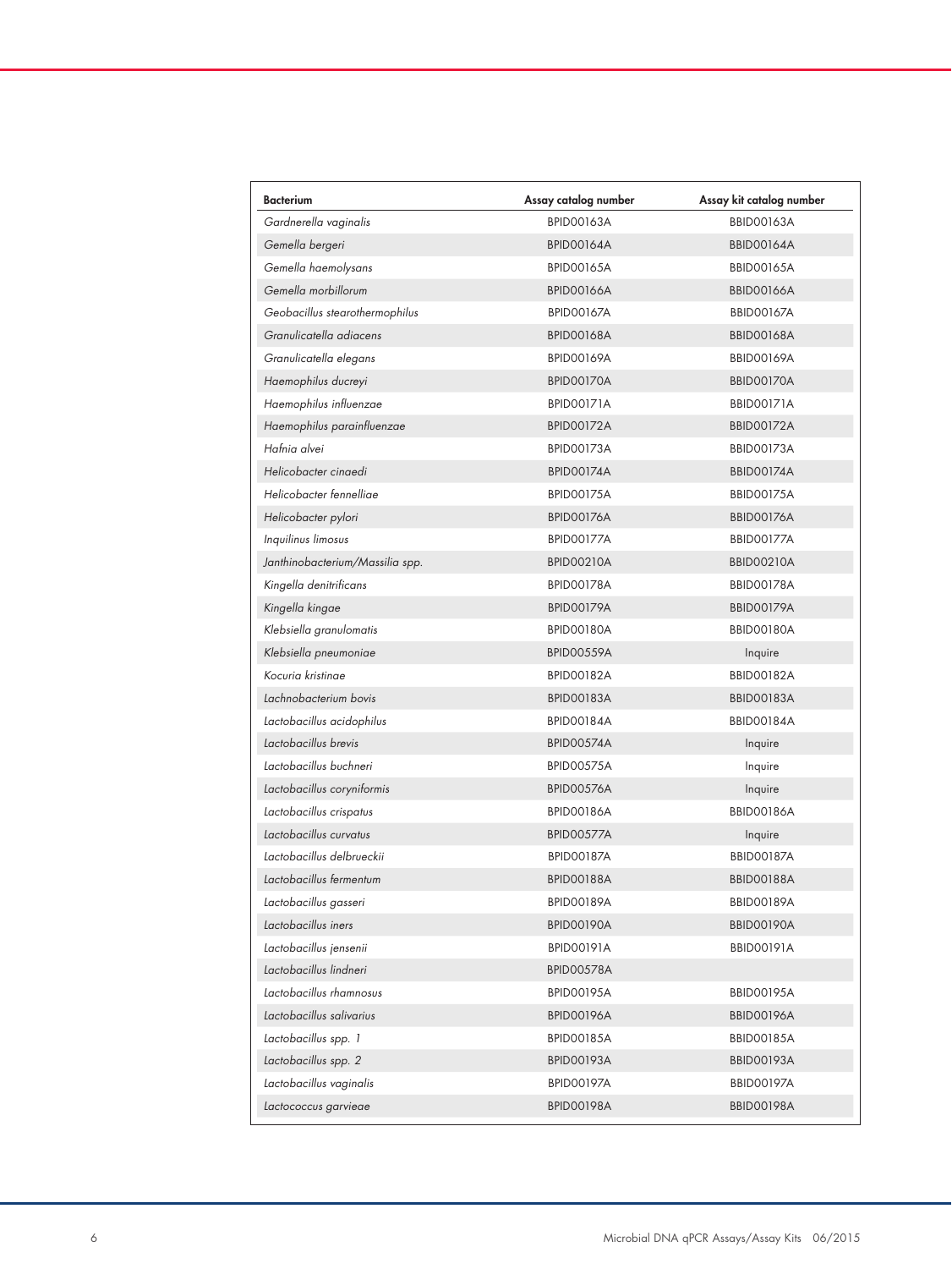| Bacterium | Assay catalog number | Assay kit catalog number |
| --- | --- | --- |
| *Gardnerella vaginalis* | BPID00163A | BBID00163A |
| *Gemella bergeri* | BPID00164A | BBID00164A |
| *Gemella haemolysans* | BPID00165A | BBID00165A |
| *Gemella morbillorum* | BPID00166A | BBID00166A |
| *Geobacillus stearothermophilus* | BPID00167A | BBID00167A |
| *Granulicatella adiacens* | BPID00168A | BBID00168A |
| *Granulicatella elegans* | BPID00169A | BBID00169A |
| *Haemophilus ducreyi* | BPID00170A | BBID00170A |
| *Haemophilus influenzae* | BPID00171A | BBID00171A |
| *Haemophilus parainfluenzae* | BPID00172A | BBID00172A |
| *Hafnia alvei* | BPID00173A | BBID00173A |
| *Helicobacter cinaedi* | BPID00174A | BBID00174A |
| *Helicobacter fennelliae* | BPID00175A | BBID00175A |
| *Helicobacter pylori* | BPID00176A | BBID00176A |
| *Inquilinus limosus* | BPID00177A | BBID00177A |
| *Janthinobacterium/Massilia spp.* | BPID00210A | BBID00210A |
| *Kingella denitrificans* | BPID00178A | BBID00178A |
| *Kingella kingae* | BPID00179A | BBID00179A |
| *Klebsiella granulomatis* | BPID00180A | BBID00180A |
| *Klebsiella pneumoniae* | BPID00559A | Inquire |
| *Kocuria kristinae* | BPID00182A | BBID00182A |
| *Lachnobacterium bovis* | BPID00183A | BBID00183A |
| *Lactobacillus acidophilus* | BPID00184A | BBID00184A |
| *Lactobacillus brevis* | BPID00574A | Inquire |
| *Lactobacillus buchneri* | BPID00575A | Inquire |
| *Lactobacillus coryniformis* | BPID00576A | Inquire |
| *Lactobacillus crispatus* | BPID00186A | BBID00186A |
| *Lactobacillus curvatus* | BPID00577A | Inquire |
| *Lactobacillus delbrueckii* | BPID00187A | BBID00187A |
| *Lactobacillus fermentum* | BPID00188A | BBID00188A |
| *Lactobacillus gasseri* | BPID00189A | BBID00189A |
| *Lactobacillus iners* | BPID00190A | BBID00190A |
| *Lactobacillus jensenii* | BPID00191A | BBID00191A |
| *Lactobacillus lindneri* | BPID00578A | |
| *Lactobacillus rhamnosus* | BPID00195A | BBID00195A |
| *Lactobacillus salivarius* | BPID00196A | BBID00196A |
| *Lactobacillus spp. 1* | BPID00185A | BBID00185A |
| *Lactobacillus spp. 2* | BPID00193A | BBID00193A |
| *Lactobacillus vaginalis* | BPID00197A | BBID00197A |
| *Lactococcus garvieae* | BPID00198A | BBID00198A |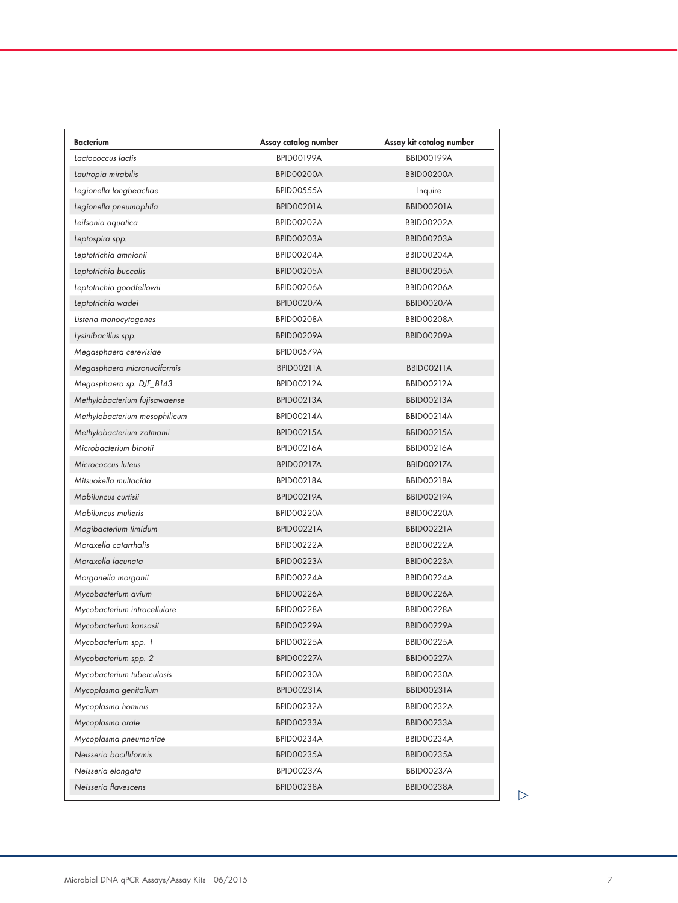| Bacterium | Assay catalog number | Assay kit catalog number |
| --- | --- | --- |
| *Lactococcus lactis* | BPID00199A | BBID00199A |
| *Lautropia mirabilis* | BPID00200A | BBID00200A |
| *Legionella longbeachae* | BPID00555A | Inquire |
| *Legionella pneumophila* | BPID00201A | BBID00201A |
| *Leifsonia aquatica* | BPID00202A | BBID00202A |
| *Leptospira spp.* | BPID00203A | BBID00203A |
| *Leptotrichia amnionii* | BPID00204A | BBID00204A |
| *Leptotrichia buccalis* | BPID00205A | BBID00205A |
| *Leptotrichia goodfellowii* | BPID00206A | BBID00206A |
| *Leptotrichia wadei* | BPID00207A | BBID00207A |
| *Listeria monocytogenes* | BPID00208A | BBID00208A |
| *Lysinibacillus spp.* | BPID00209A | BBID00209A |
| *Megasphaera cerevisiae* | BPID00579A | |
| *Megasphaera micronuciformis* | BPID00211A | BBID00211A |
| *Megasphaera sp. DJF_B143* | BPID00212A | BBID00212A |
| *Methylobacterium fujisawaense* | BPID00213A | BBID00213A |
| *Methylobacterium mesophilicum* | BPID00214A | BBID00214A |
| *Methylobacterium zatmanii* | BPID00215A | BBID00215A |
| *Microbacterium binotii* | BPID00216A | BBID00216A |
| *Micrococcus luteus* | BPID00217A | BBID00217A |
| *Mitsuokella multacida* | BPID00218A | BBID00218A |
| *Mobiluncus curtisii* | BPID00219A | BBID00219A |
| *Mobiluncus mulieris* | BPID00220A | BBID00220A |
| *Mogibacterium timidum* | BPID00221A | BBID00221A |
| *Moraxella catarrhalis* | BPID00222A | BBID00222A |
| *Moraxella lacunata* | BPID00223A | BBID00223A |
| *Morganella morganii* | BPID00224A | BBID00224A |
| *Mycobacterium avium* | BPID00226A | BBID00226A |
| *Mycobacterium intracellulare* | BPID00228A | BBID00228A |
| *Mycobacterium kansasii* | BPID00229A | BBID00229A |
| *Mycobacterium spp. 1* | BPID00225A | BBID00225A |
| *Mycobacterium spp. 2* | BPID00227A | BBID00227A |
| *Mycobacterium tuberculosis* | BPID00230A | BBID00230A |
| *Mycoplasma genitalium* | BPID00231A | BBID00231A |
| *Mycoplasma hominis* | BPID00232A | BBID00232A |
| *Mycoplasma orale* | BPID00233A | BBID00233A |
| *Mycoplasma pneumoniae* | BPID00234A | BBID00234A |
| *Neisseria bacilliformis* | BPID00235A | BBID00235A |
| *Neisseria elongata* | BPID00237A | BBID00237A |
| *Neisseria flavescens* | BPID00238A | BBID00238A |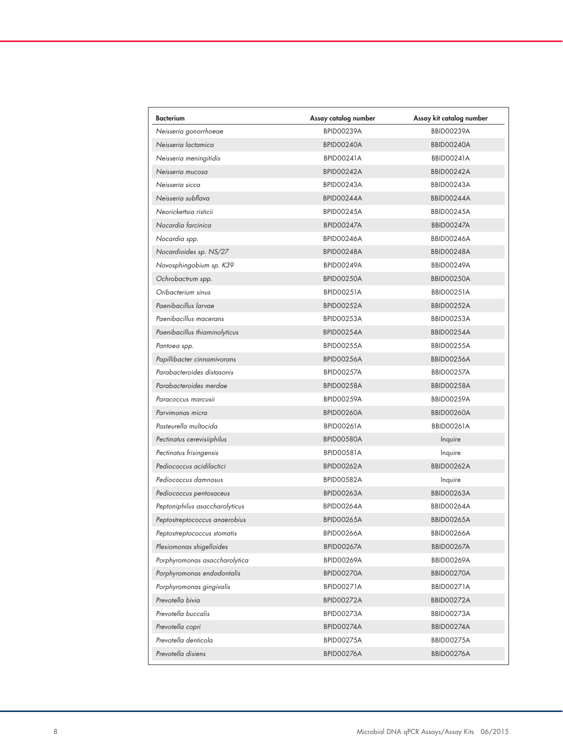| Bacterium | Assay catalog number | Assay kit catalog number |
| --- | --- | --- |
| *Neisseria gonorrhoeae* | BPID00239A | BBID00239A |
| *Neisseria lactamica* | BPID00240A | BBID00240A |
| *Neisseria meningitidis* | BPID00241A | BBID00241A |
| *Neisseria mucosa* | BPID00242A | BBID00242A |
| *Neisseria sicca* | BPID00243A | BBID00243A |
| *Neisseria subflava* | BPID00244A | BBID00244A |
| *Neorickettsia risticii* | BPID00245A | BBID00245A |
| *Nocardia farcinica* | BPID00247A | BBID00247A |
| *Nocardia spp.* | BPID00246A | BBID00246A |
| *Nocardioides sp. NS/27* | BPID00248A | BBID00248A |
| *Novosphingobium sp. K39* | BPID00249A | BBID00249A |
| *Ochrobactrum spp.* | BPID00250A | BBID00250A |
| *Oribacterium sinus* | BPID00251A | BBID00251A |
| *Paenibacillus larvae* | BPID00252A | BBID00252A |
| *Paenibacillus macerans* | BPID00253A | BBID00253A |
| *Paenibacillus thiaminolyticus* | BPID00254A | BBID00254A |
| *Pantoea spp.* | BPID00255A | BBID00255A |
| *Papillibacter cinnamivorans* | BPID00256A | BBID00256A |
| *Parabacteroides distasonis* | BPID00257A | BBID00257A |
| *Parabacteroides merdae* | BPID00258A | BBID00258A |
| *Paracoccus marcusii* | BPID00259A | BBID00259A |
| *Parvimonas micra* | BPID00260A | BBID00260A |
| *Pasteurella multocida* | BPID00261A | BBID00261A |
| *Pectinatus cerevisiiphilus* | BPID00580A | Inquire |
| *Pectinatus frisingensis* | BPID00581A | Inquire |
| *Pediococcus acidilactici* | BPID00262A | BBID00262A |
| *Pediococcus damnosus* | BPID00582A | Inquire |
| *Pediococcus pentosaceus* | BPID00263A | BBID00263A |
| *Peptoniphilus asaccharolyticus* | BPID00264A | BBID00264A |
| *Peptostreptococcus anaerobius* | BPID00265A | BBID00265A |
| *Peptostreptococcus stomatis* | BPID00266A | BBID00266A |
| *Plesiomonas shigelloides* | BPID00267A | BBID00267A |
| *Porphyromonas asaccharolytica* | BPID00269A | BBID00269A |
| *Porphyromonas endodontalis* | BPID00270A | BBID00270A |
| *Porphyromonas gingivalis* | BPID00271A | BBID00271A |
| *Prevotella bivia* | BPID00272A | BBID00272A |
| *Prevotella buccalis* | BPID00273A | BBID00273A |
| *Prevotella copri* | BPID00274A | BBID00274A |
| *Prevotella denticola* | BPID00275A | BBID00275A |
| *Prevotella disiens* | BPID00276A | BBID00276A |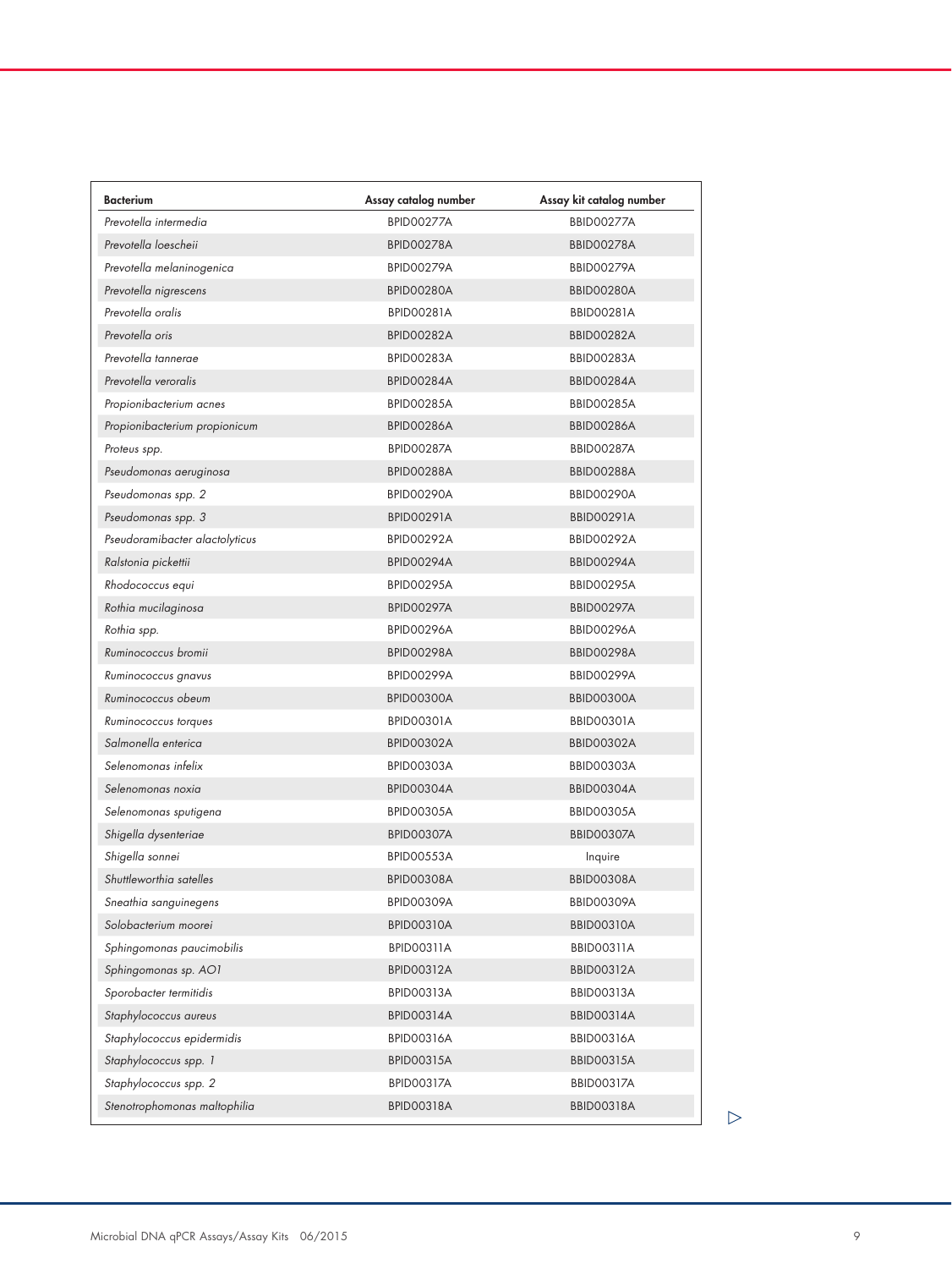| Bacterium | Assay catalog number | Assay kit catalog number |
| --- | --- | --- |
| *Prevotella intermedia* | BPID00277A | BBID00277A |
| *Prevotella loescheii* | BPID00278A | BBID00278A |
| *Prevotella melaninogenica* | BPID00279A | BBID00279A |
| *Prevotella nigrescens* | BPID00280A | BBID00280A |
| *Prevotella oralis* | BPID00281A | BBID00281A |
| *Prevotella oris* | BPID00282A | BBID00282A |
| *Prevotella tannerae* | BPID00283A | BBID00283A |
| *Prevotella veroralis* | BPID00284A | BBID00284A |
| *Propionibacterium acnes* | BPID00285A | BBID00285A |
| *Propionibacterium propionicum* | BPID00286A | BBID00286A |
| *Proteus spp.* | BPID00287A | BBID00287A |
| *Pseudomonas aeruginosa* | BPID00288A | BBID00288A |
| *Pseudomonas spp. 2* | BPID00290A | BBID00290A |
| *Pseudomonas spp. 3* | BPID00291A | BBID00291A |
| *Pseudoramibacter alactolyticus* | BPID00292A | BBID00292A |
| *Ralstonia pickettii* | BPID00294A | BBID00294A |
| *Rhodococcus equi* | BPID00295A | BBID00295A |
| *Rothia mucilaginosa* | BPID00297A | BBID00297A |
| *Rothia spp.* | BPID00296A | BBID00296A |
| *Ruminococcus bromii* | BPID00298A | BBID00298A |
| *Ruminococcus gnavus* | BPID00299A | BBID00299A |
| *Ruminococcus obeum* | BPID00300A | BBID00300A |
| *Ruminococcus torques* | BPID00301A | BBID00301A |
| *Salmonella enterica* | BPID00302A | BBID00302A |
| *Selenomonas infelix* | BPID00303A | BBID00303A |
| *Selenomonas noxia* | BPID00304A | BBID00304A |
| *Selenomonas sputigena* | BPID00305A | BBID00305A |
| *Shigella dysenteriae* | BPID00307A | BBID00307A |
| *Shigella sonnei* | BPID00553A | Inquire |
| *Shuttleworthia satelles* | BPID00308A | BBID00308A |
| *Sneathia sanguinegens* | BPID00309A | BBID00309A |
| *Solobacterium moorei* | BPID00310A | BBID00310A |
| *Sphingomonas paucimobilis* | BPID00311A | BBID00311A |
| *Sphingomonas sp. AO1* | BPID00312A | BBID00312A |
| *Sporobacter termitidis* | BPID00313A | BBID00313A |
| *Staphylococcus aureus* | BPID00314A | BBID00314A |
| *Staphylococcus epidermidis* | BPID00316A | BBID00316A |
| *Staphylococcus spp. 1* | BPID00315A | BBID00315A |
| *Staphylococcus spp. 2* | BPID00317A | BBID00317A |
| *Stenotrophomonas maltophilia* | BPID00318A | BBID00318A |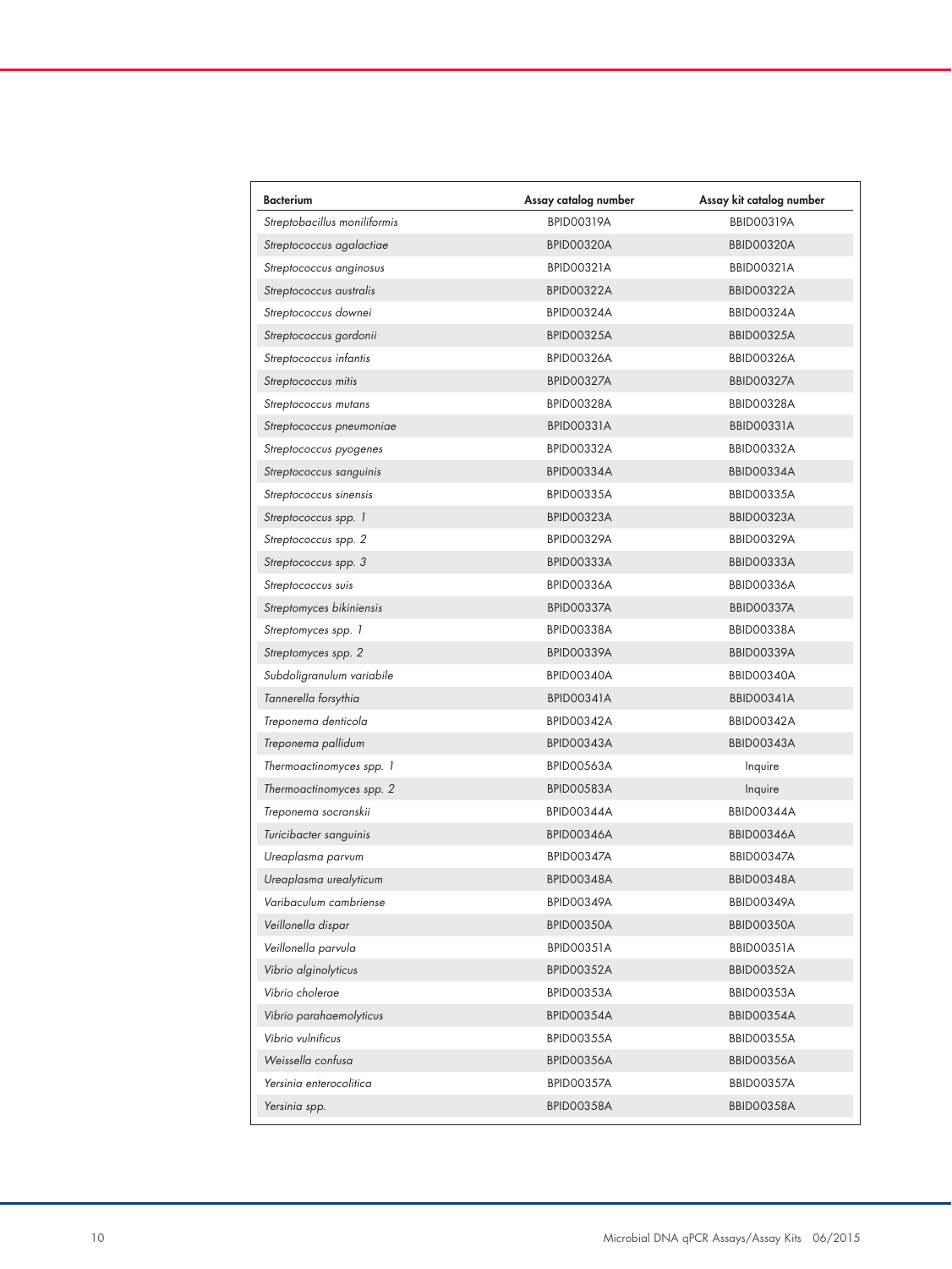| Bacterium | Assay catalog number | Assay kit catalog number |
| --- | --- | --- |
| *Streptobacillus moniliformis* | BPID00319A | BBID00319A |
| *Streptococcus agalactiae* | BPID00320A | BBID00320A |
| *Streptococcus anginosus* | BPID00321A | BBID00321A |
| *Streptococcus australis* | BPID00322A | BBID00322A |
| *Streptococcus downei* | BPID00324A | BBID00324A |
| *Streptococcus gordonii* | BPID00325A | BBID00325A |
| *Streptococcus infantis* | BPID00326A | BBID00326A |
| *Streptococcus mitis* | BPID00327A | BBID00327A |
| *Streptococcus mutans* | BPID00328A | BBID00328A |
| *Streptococcus pneumoniae* | BPID00331A | BBID00331A |
| *Streptococcus pyogenes* | BPID00332A | BBID00332A |
| *Streptococcus sanguinis* | BPID00334A | BBID00334A |
| *Streptococcus sinensis* | BPID00335A | BBID00335A |
| *Streptococcus spp. 1* | BPID00323A | BBID00323A |
| *Streptococcus spp. 2* | BPID00329A | BBID00329A |
| *Streptococcus spp. 3* | BPID00333A | BBID00333A |
| *Streptococcus suis* | BPID00336A | BBID00336A |
| *Streptomyces bikiniensis* | BPID00337A | BBID00337A |
| *Streptomyces spp. 1* | BPID00338A | BBID00338A |
| *Streptomyces spp. 2* | BPID00339A | BBID00339A |
| *Subdoligranulum variabile* | BPID00340A | BBID00340A |
| *Tannerella forsythia* | BPID00341A | BBID00341A |
| *Treponema denticola* | BPID00342A | BBID00342A |
| *Treponema pallidum* | BPID00343A | BBID00343A |
| *Thermoactinomyces spp. 1* | BPID00563A | Inquire |
| *Thermoactinomyces spp. 2* | BPID00583A | Inquire |
| *Treponema socranskii* | BPID00344A | BBID00344A |
| *Turicibacter sanguinis* | BPID00346A | BBID00346A |
| *Ureaplasma parvum* | BPID00347A | BBID00347A |
| *Ureaplasma urealyticum* | BPID00348A | BBID00348A |
| *Varibaculum cambriense* | BPID00349A | BBID00349A |
| *Veillonella dispar* | BPID00350A | BBID00350A |
| *Veillonella parvula* | BPID00351A | BBID00351A |
| *Vibrio alginolyticus* | BPID00352A | BBID00352A |
| *Vibrio cholerae* | BPID00353A | BBID00353A |
| *Vibrio parahaemolyticus* | BPID00354A | BBID00354A |
| *Vibrio vulnificus* | BPID00355A | BBID00355A |
| *Weissella confusa* | BPID00356A | BBID00356A |
| *Yersinia enterocolitica* | BPID00357A | BBID00357A |
| *Yersinia spp.* | BPID00358A | BBID00358A |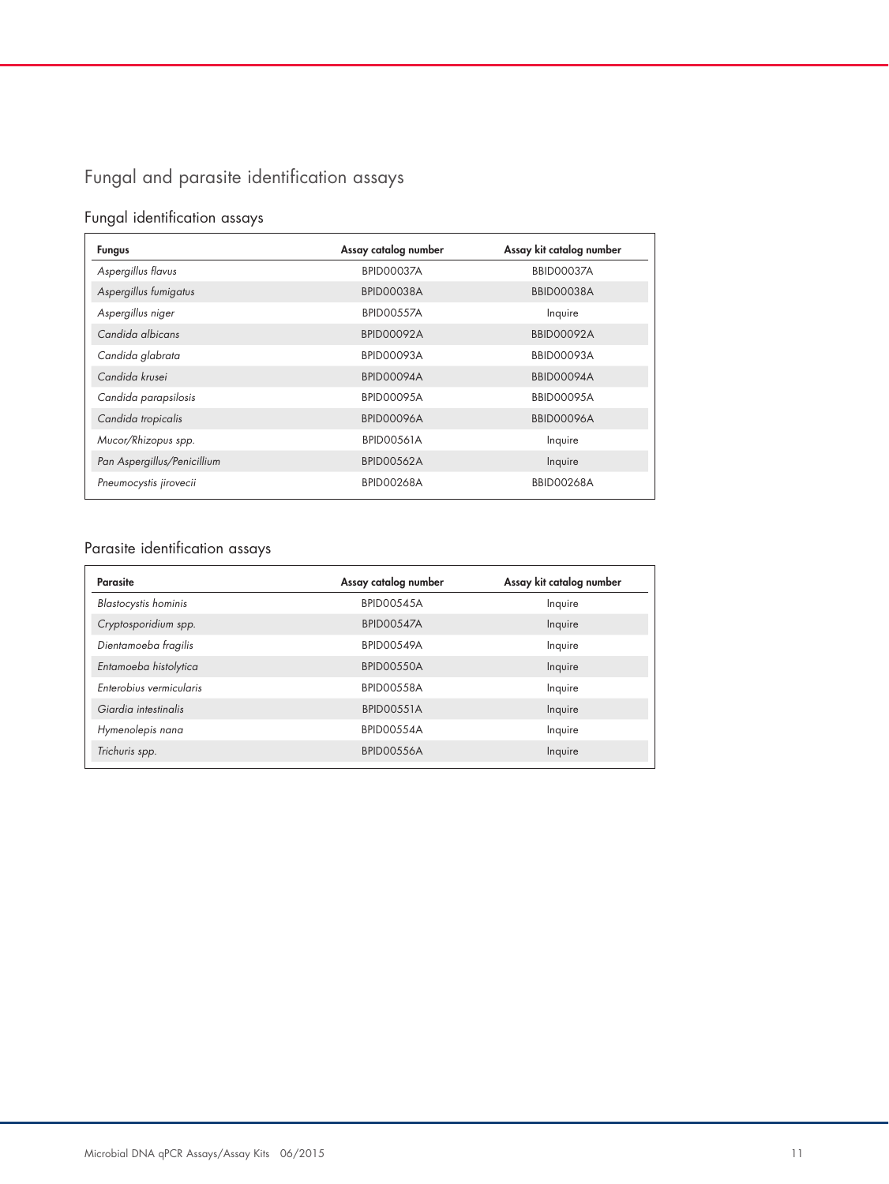# Fungal and parasite identification assays

## Fungal identification assays

| Fungus | Assay catalog number | Assay kit catalog number |
|---|---|---|
| *Aspergillus flavus* | BPID00037A | BBID00037A |
| *Aspergillus fumigatus* | BPID00038A | BBID00038A |
| *Aspergillus niger* | BPID00557A | Inquire |
| *Candida albicans* | BPID00092A | BBID00092A |
| *Candida glabrata* | BPID00093A | BBID00093A |
| *Candida krusei* | BPID00094A | BBID00094A |
| *Candida parapsilosis* | BPID00095A | BBID00095A |
| *Candida tropicalis* | BPID00096A | BBID00096A |
| *Mucor/Rhizopus spp.* | BPID00561A | Inquire |
| *Pan Aspergillus/Penicillium* | BPID00562A | Inquire |
| *Pneumocystis jirovecii* | BPID00268A | BBID00268A |

## Parasite identification assays

| Parasite | Assay catalog number | Assay kit catalog number |
|---|---|---|
| *Blastocystis hominis* | BPID00545A | Inquire |
| *Cryptosporidium spp.* | BPID00547A | Inquire |
| *Dientamoeba fragilis* | BPID00549A | Inquire |
| *Entamoeba histolytica* | BPID00550A | Inquire |
| *Enterobius vermicularis* | BPID00558A | Inquire |
| *Giardia intestinalis* | BPID00551A | Inquire |
| *Hymenolepis nana* | BPID00554A | Inquire |
| *Trichuris spp.* | BPID00556A | Inquire |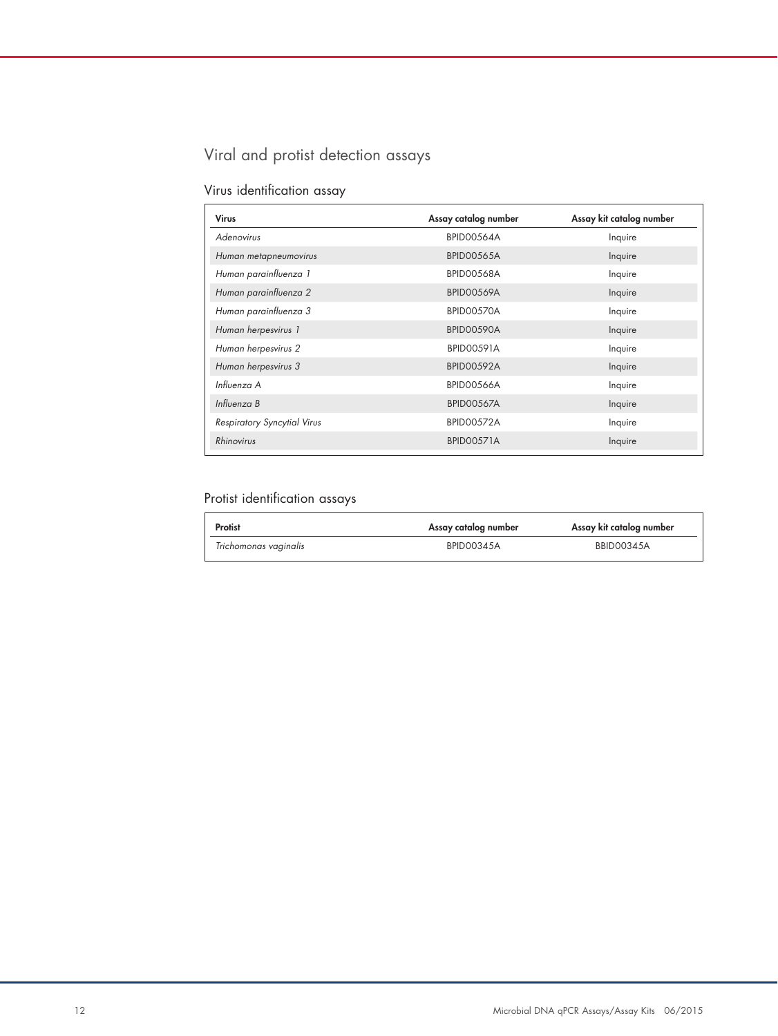# Viral and protist detection assays

## Virus identification assay

| Virus | Assay catalog number | Assay kit catalog number |
|---|---|---|
| *Adenovirus* | BPID00564A | Inquire |
| *Human metapneumovirus* | BPID00565A | Inquire |
| *Human parainfluenza 1* | BPID00568A | Inquire |
| *Human parainfluenza 2* | BPID00569A | Inquire |
| *Human parainfluenza 3* | BPID00570A | Inquire |
| *Human herpesvirus 1* | BPID00590A | Inquire |
| *Human herpesvirus 2* | BPID00591A | Inquire |
| *Human herpesvirus 3* | BPID00592A | Inquire |
| *Influenza A* | BPID00566A | Inquire |
| *Influenza B* | BPID00567A | Inquire |
| *Respiratory Syncytial Virus* | BPID00572A | Inquire |
| *Rhinovirus* | BPID00571A | Inquire |

## Protist identification assays

| Protist | Assay catalog number | Assay kit catalog number |
|---|---|---|
| *Trichomonas vaginalis* | BPID00345A | BBID00345A |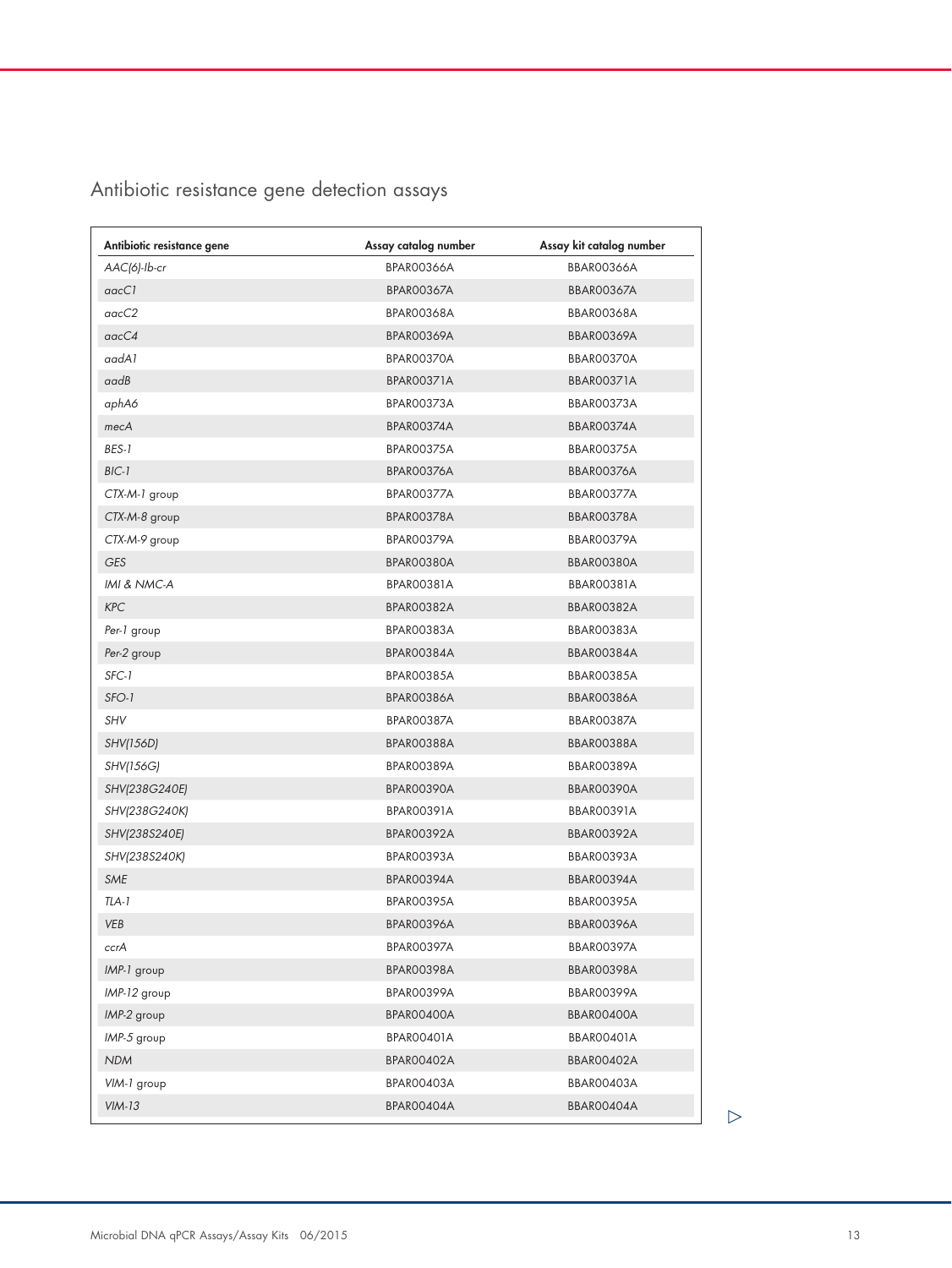## Antibiotic resistance gene detection assays

| Antibiotic resistance gene | Assay catalog number | Assay kit catalog number |
|---|---|---|
| *AAC(6)-Ib-cr* | BPAR00366A | BBAR00366A |
| *aacC1* | BPAR00367A | BBAR00367A |
| *aacC2* | BPAR00368A | BBAR00368A |
| *aacC4* | BPAR00369A | BBAR00369A |
| *aadA1* | BPAR00370A | BBAR00370A |
| *aadB* | BPAR00371A | BBAR00371A |
| *aphA6* | BPAR00373A | BBAR00373A |
| *mecA* | BPAR00374A | BBAR00374A |
| *BES-1* | BPAR00375A | BBAR00375A |
| *BIC-1* | BPAR00376A | BBAR00376A |
| *CTX-M-1* group | BPAR00377A | BBAR00377A |
| *CTX-M-8* group | BPAR00378A | BBAR00378A |
| *CTX-M-9* group | BPAR00379A | BBAR00379A |
| *GES* | BPAR00380A | BBAR00380A |
| *IMI & NMC-A* | BPAR00381A | BBAR00381A |
| *KPC* | BPAR00382A | BBAR00382A |
| *Per-1* group | BPAR00383A | BBAR00383A |
| *Per-2* group | BPAR00384A | BBAR00384A |
| *SFC-1* | BPAR00385A | BBAR00385A |
| *SFO-1* | BPAR00386A | BBAR00386A |
| *SHV* | BPAR00387A | BBAR00387A |
| *SHV(156D)* | BPAR00388A | BBAR00388A |
| *SHV(156G)* | BPAR00389A | BBAR00389A |
| *SHV(238G240E)* | BPAR00390A | BBAR00390A |
| *SHV(238G240K)* | BPAR00391A | BBAR00391A |
| *SHV(238S240E)* | BPAR00392A | BBAR00392A |
| *SHV(238S240K)* | BPAR00393A | BBAR00393A |
| *SME* | BPAR00394A | BBAR00394A |
| *TLA-1* | BPAR00395A | BBAR00395A |
| *VEB* | BPAR00396A | BBAR00396A |
| *ccrA* | BPAR00397A | BBAR00397A |
| *IMP-1* group | BPAR00398A | BBAR00398A |
| *IMP-12* group | BPAR00399A | BBAR00399A |
| *IMP-2* group | BPAR00400A | BBAR00400A |
| *IMP-5* group | BPAR00401A | BBAR00401A |
| *NDM* | BPAR00402A | BBAR00402A |
| *VIM-1* group | BPAR00403A | BBAR00403A |
| *VIM-13* | BPAR00404A | BBAR00404A |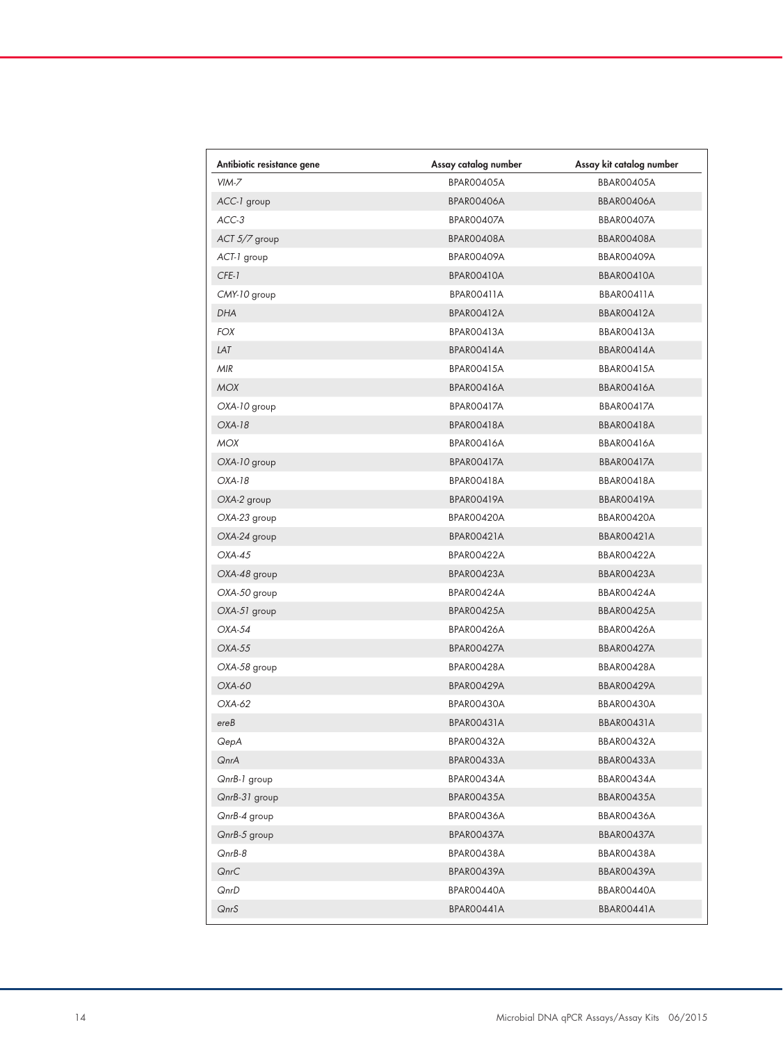| Antibiotic resistance gene | Assay catalog number | Assay kit catalog number |
|---|---|---|
| *VIM-7* | BPAR00405A | BBAR00405A |
| *ACC-1* group | BPAR00406A | BBAR00406A |
| *ACC-3* | BPAR00407A | BBAR00407A |
| *ACT 5/7* group | BPAR00408A | BBAR00408A |
| *ACT-1* group | BPAR00409A | BBAR00409A |
| *CFE-1* | BPAR00410A | BBAR00410A |
| *CMY-10* group | BPAR00411A | BBAR00411A |
| *DHA* | BPAR00412A | BBAR00412A |
| *FOX* | BPAR00413A | BBAR00413A |
| *LAT* | BPAR00414A | BBAR00414A |
| *MIR* | BPAR00415A | BBAR00415A |
| *MOX* | BPAR00416A | BBAR00416A |
| *OXA-10* group | BPAR00417A | BBAR00417A |
| *OXA-18* | BPAR00418A | BBAR00418A |
| *MOX* | BPAR00416A | BBAR00416A |
| *OXA-10* group | BPAR00417A | BBAR00417A |
| *OXA-18* | BPAR00418A | BBAR00418A |
| *OXA-2* group | BPAR00419A | BBAR00419A |
| *OXA-23* group | BPAR00420A | BBAR00420A |
| *OXA-24* group | BPAR00421A | BBAR00421A |
| *OXA-45* | BPAR00422A | BBAR00422A |
| *OXA-48* group | BPAR00423A | BBAR00423A |
| *OXA-50* group | BPAR00424A | BBAR00424A |
| *OXA-51* group | BPAR00425A | BBAR00425A |
| *OXA-54* | BPAR00426A | BBAR00426A |
| *OXA-55* | BPAR00427A | BBAR00427A |
| *OXA-58* group | BPAR00428A | BBAR00428A |
| *OXA-60* | BPAR00429A | BBAR00429A |
| *OXA-62* | BPAR00430A | BBAR00430A |
| *ereB* | BPAR00431A | BBAR00431A |
| *QepA* | BPAR00432A | BBAR00432A |
| *QnrA* | BPAR00433A | BBAR00433A |
| *QnrB-1* group | BPAR00434A | BBAR00434A |
| *QnrB-31* group | BPAR00435A | BBAR00435A |
| *QnrB-4* group | BPAR00436A | BBAR00436A |
| *QnrB-5* group | BPAR00437A | BBAR00437A |
| *QnrB-8* | BPAR00438A | BBAR00438A |
| *QnrC* | BPAR00439A | BBAR00439A |
| *QnrD* | BPAR00440A | BBAR00440A |
| *QnrS* | BPAR00441A | BBAR00441A |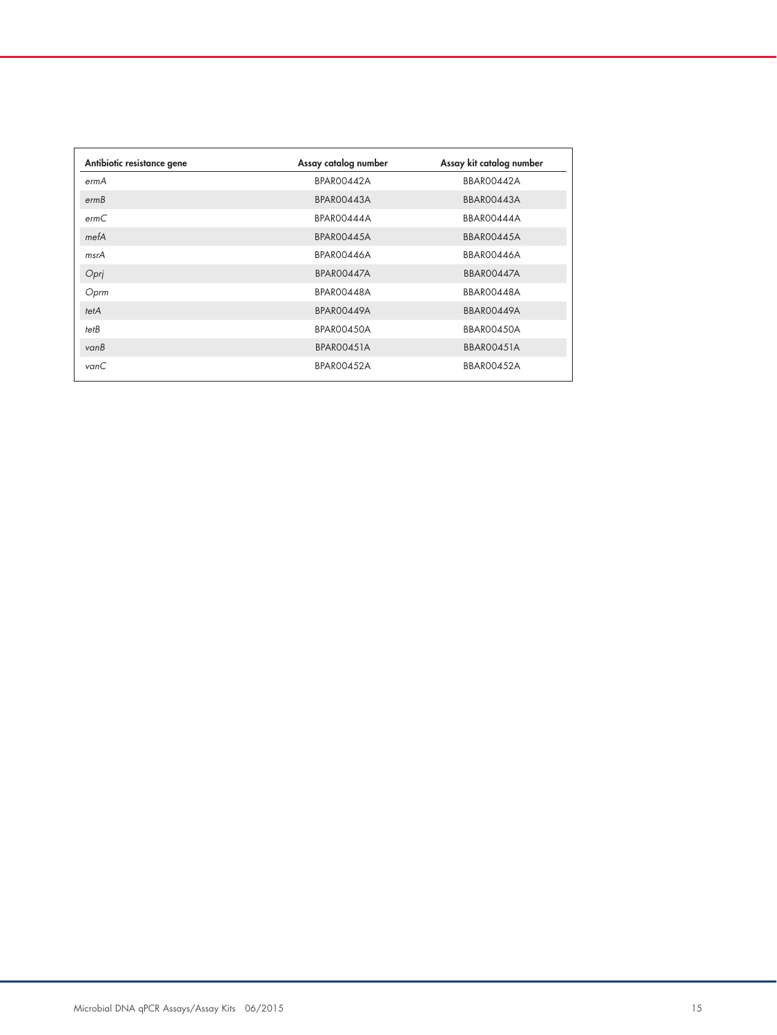| Antibiotic resistance gene | Assay catalog number | Assay kit catalog number |
|---|---|---|
| *ermA* | BPAR00442A | BBAR00442A |
| *ermB* | BPAR00443A | BBAR00443A |
| *ermC* | BPAR00444A | BBAR00444A |
| *mefA* | BPAR00445A | BBAR00445A |
| *msrA* | BPAR00446A | BBAR00446A |
| *Oprj* | BPAR00447A | BBAR00447A |
| *Oprm* | BPAR00448A | BBAR00448A |
| *tetA* | BPAR00449A | BBAR00449A |
| *tetB* | BPAR00450A | BBAR00450A |
| *vanB* | BPAR00451A | BBAR00451A |
| *vanC* | BPAR00452A | BBAR00452A |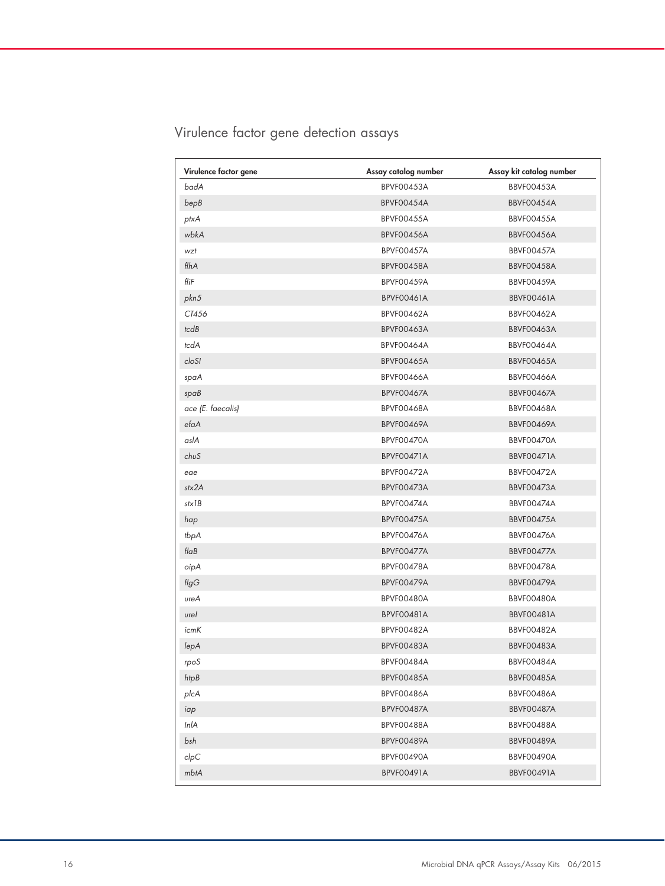# Virulence factor gene detection assays

| Virulence factor gene | Assay catalog number | Assay kit catalog number |
|---|---|---|
| *badA* | BPVF00453A | BBVF00453A |
| *bepB* | BPVF00454A | BBVF00454A |
| *ptxA* | BPVF00455A | BBVF00455A |
| *wbkA* | BPVF00456A | BBVF00456A |
| *wzt* | BPVF00457A | BBVF00457A |
| *flhA* | BPVF00458A | BBVF00458A |
| *fliF* | BPVF00459A | BBVF00459A |
| *pkn5* | BPVF00461A | BBVF00461A |
| *CT456* | BPVF00462A | BBVF00462A |
| *tcdB* | BPVF00463A | BBVF00463A |
| *tcdA* | BPVF00464A | BBVF00464A |
| *cloSI* | BPVF00465A | BBVF00465A |
| *spaA* | BPVF00466A | BBVF00466A |
| *spaB* | BPVF00467A | BBVF00467A |
| *ace (E. faecalis)* | BPVF00468A | BBVF00468A |
| *efaA* | BPVF00469A | BBVF00469A |
| *aslA* | BPVF00470A | BBVF00470A |
| *chuS* | BPVF00471A | BBVF00471A |
| *eae* | BPVF00472A | BBVF00472A |
| *stx2A* | BPVF00473A | BBVF00473A |
| *stx1B* | BPVF00474A | BBVF00474A |
| *hap* | BPVF00475A | BBVF00475A |
| *tbpA* | BPVF00476A | BBVF00476A |
| *flaB* | BPVF00477A | BBVF00477A |
| *oipA* | BPVF00478A | BBVF00478A |
| *flgG* | BPVF00479A | BBVF00479A |
| *ureA* | BPVF00480A | BBVF00480A |
| *ureI* | BPVF00481A | BBVF00481A |
| *icmK* | BPVF00482A | BBVF00482A |
| *lepA* | BPVF00483A | BBVF00483A |
| *rpoS* | BPVF00484A | BBVF00484A |
| *htpB* | BPVF00485A | BBVF00485A |
| *plcA* | BPVF00486A | BBVF00486A |
| *iap* | BPVF00487A | BBVF00487A |
| *InlA* | BPVF00488A | BBVF00488A |
| *bsh* | BPVF00489A | BBVF00489A |
| *clpC* | BPVF00490A | BBVF00490A |
| *mbtA* | BPVF00491A | BBVF00491A |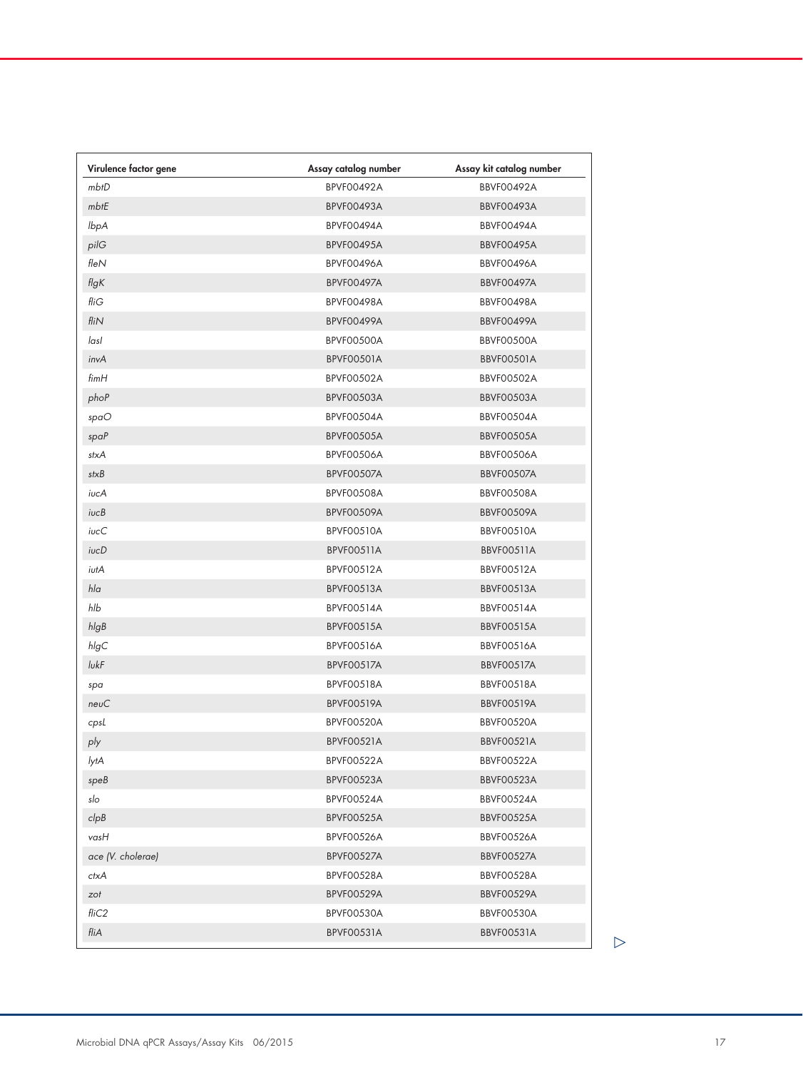| Virulence factor gene | Assay catalog number | Assay kit catalog number |
| --- | --- | --- |
| *mbtD* | BPVF00492A | BBVF00492A |
| *mbtE* | BPVF00493A | BBVF00493A |
| *lbpA* | BPVF00494A | BBVF00494A |
| *pilG* | BPVF00495A | BBVF00495A |
| *fleN* | BPVF00496A | BBVF00496A |
| *flgK* | BPVF00497A | BBVF00497A |
| *fliG* | BPVF00498A | BBVF00498A |
| *fliN* | BPVF00499A | BBVF00499A |
| *lasI* | BPVF00500A | BBVF00500A |
| *invA* | BPVF00501A | BBVF00501A |
| *fimH* | BPVF00502A | BBVF00502A |
| *phoP* | BPVF00503A | BBVF00503A |
| *spaO* | BPVF00504A | BBVF00504A |
| *spaP* | BPVF00505A | BBVF00505A |
| *stxA* | BPVF00506A | BBVF00506A |
| *stxB* | BPVF00507A | BBVF00507A |
| *iucA* | BPVF00508A | BBVF00508A |
| *iucB* | BPVF00509A | BBVF00509A |
| *iucC* | BPVF00510A | BBVF00510A |
| *iucD* | BPVF00511A | BBVF00511A |
| *iutA* | BPVF00512A | BBVF00512A |
| *hla* | BPVF00513A | BBVF00513A |
| *hlb* | BPVF00514A | BBVF00514A |
| *hlgB* | BPVF00515A | BBVF00515A |
| *hlgC* | BPVF00516A | BBVF00516A |
| *lukF* | BPVF00517A | BBVF00517A |
| *spa* | BPVF00518A | BBVF00518A |
| *neuC* | BPVF00519A | BBVF00519A |
| *cpsL* | BPVF00520A | BBVF00520A |
| *ply* | BPVF00521A | BBVF00521A |
| *lytA* | BPVF00522A | BBVF00522A |
| *speB* | BPVF00523A | BBVF00523A |
| *slo* | BPVF00524A | BBVF00524A |
| *clpB* | BPVF00525A | BBVF00525A |
| *vasH* | BPVF00526A | BBVF00526A |
| *ace (V. cholerae)* | BPVF00527A | BBVF00527A |
| *ctxA* | BPVF00528A | BBVF00528A |
| *zot* | BPVF00529A | BBVF00529A |
| *fliC2* | BPVF00530A | BBVF00530A |
| *fliA* | BPVF00531A | BBVF00531A |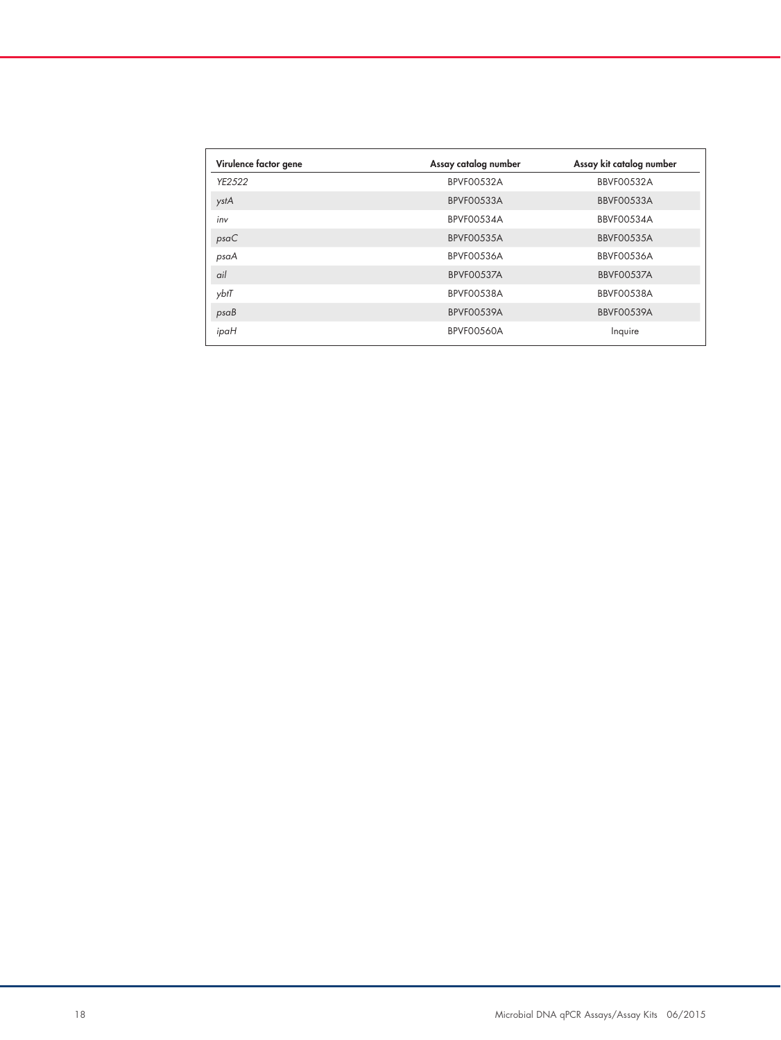| Virulence factor gene | Assay catalog number | Assay kit catalog number |
|---|---|---|
| *YE2522* | BPVF00532A | BBVF00532A |
| *ystA* | BPVF00533A | BBVF00533A |
| *inv* | BPVF00534A | BBVF00534A |
| *psaC* | BPVF00535A | BBVF00535A |
| *psaA* | BPVF00536A | BBVF00536A |
| *ail* | BPVF00537A | BBVF00537A |
| *ybtT* | BPVF00538A | BBVF00538A |
| *psaB* | BPVF00539A | BBVF00539A |
| *ipaH* | BPVF00560A | Inquire |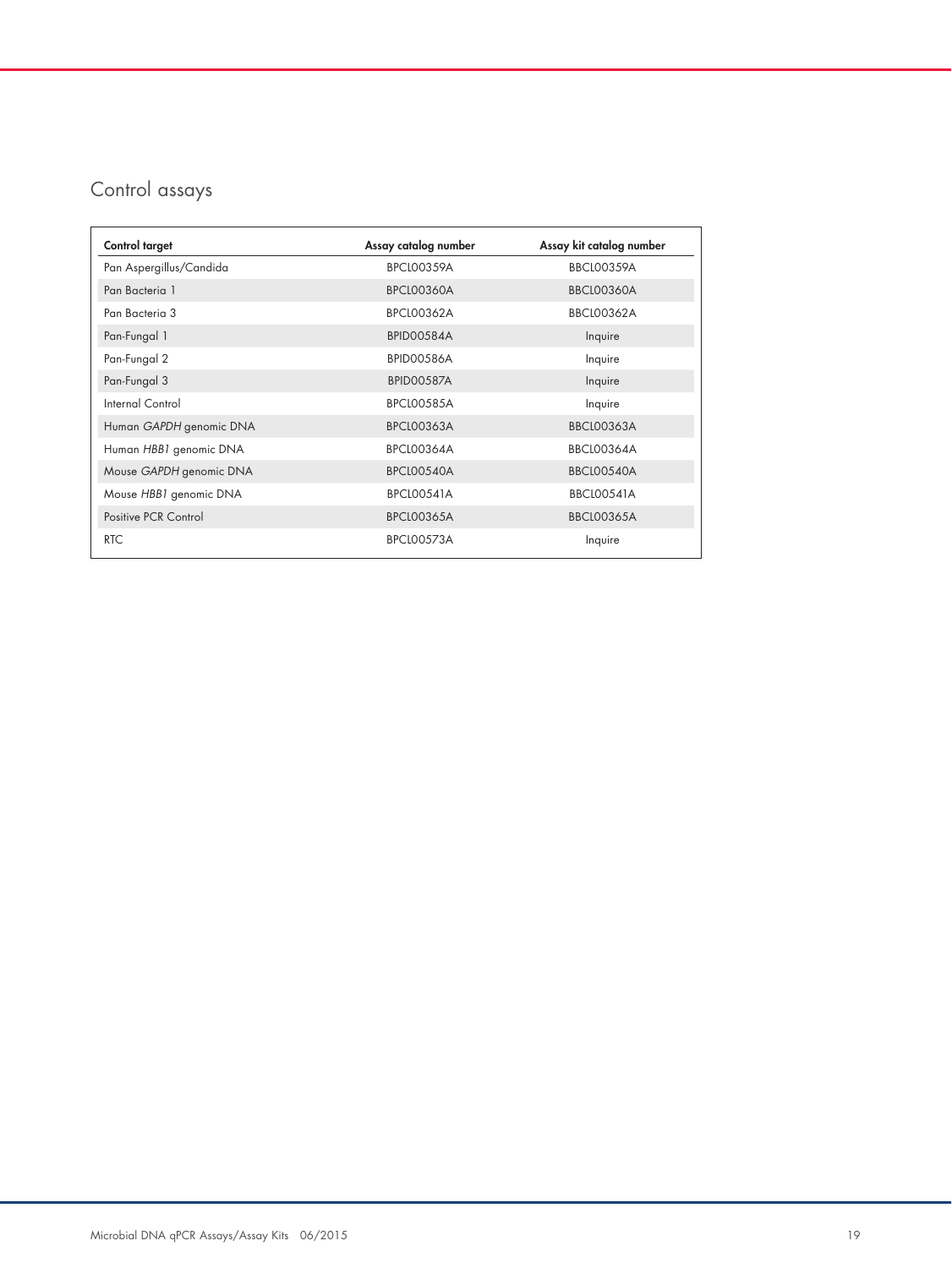## Control assays

| Control target | Assay catalog number | Assay kit catalog number |
|---|---|---|
| Pan Aspergillus/Candida | BPCL00359A | BBCL00359A |
| Pan Bacteria 1 | BPCL00360A | BBCL00360A |
| Pan Bacteria 3 | BPCL00362A | BBCL00362A |
| Pan-Fungal 1 | BPID00584A | Inquire |
| Pan-Fungal 2 | BPID00586A | Inquire |
| Pan-Fungal 3 | BPID00587A | Inquire |
| Internal Control | BPCL00585A | Inquire |
| Human *GAPDH* genomic DNA | BPCL00363A | BBCL00363A |
| Human *HBB1* genomic DNA | BPCL00364A | BBCL00364A |
| Mouse *GAPDH* genomic DNA | BPCL00540A | BBCL00540A |
| Mouse *HBB1* genomic DNA | BPCL00541A | BBCL00541A |
| Positive PCR Control | BPCL00365A | BBCL00365A |
| RTC | BPCL00573A | Inquire |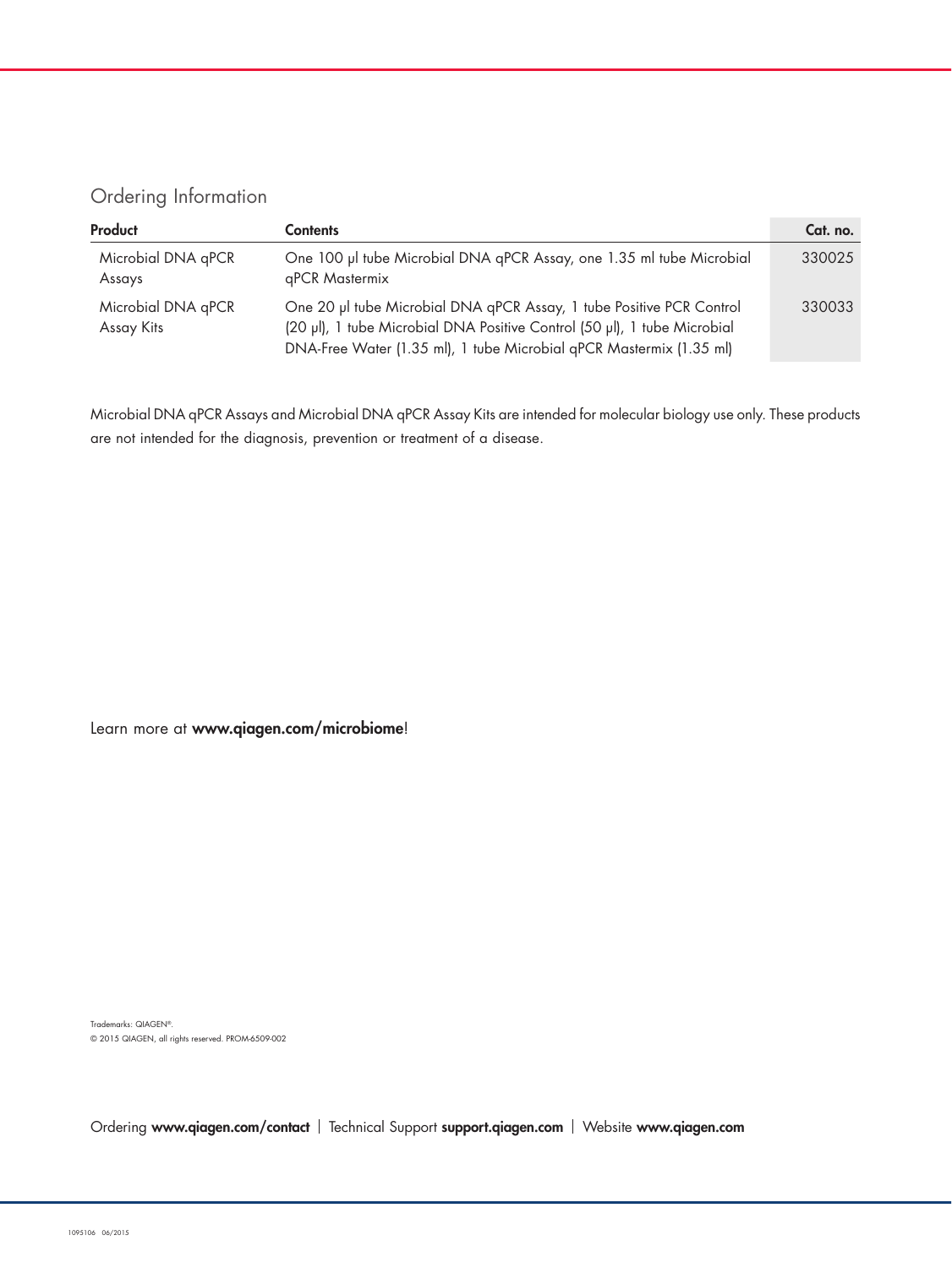## Ordering Information

| Product | Contents | Cat. no. |
|---|---|---|
| Microbial DNA qPCR Assays | One 100 µl tube Microbial DNA qPCR Assay, one 1.35 ml tube Microbial qPCR Mastermix | 330025 |
| Microbial DNA qPCR Assay Kits | One 20 µl tube Microbial DNA qPCR Assay, 1 tube Positive PCR Control (20 µl), 1 tube Microbial DNA Positive Control (50 µl), 1 tube Microbial DNA-Free Water (1.35 ml), 1 tube Microbial qPCR Mastermix (1.35 ml) | 330033 |

Microbial DNA qPCR Assays and Microbial DNA qPCR Assay Kits are intended for molecular biology use only. These products are not intended for the diagnosis, prevention or treatment of a disease.

Learn more at **www.qiagen.com/microbiome**!

Trademarks: QIAGEN®.
© 2015 QIAGEN, all rights reserved. PROM-6509-002

Ordering **www.qiagen.com/contact** | Technical Support **support.qiagen.com** | Website **www.qiagen.com**

1095106 06/2015